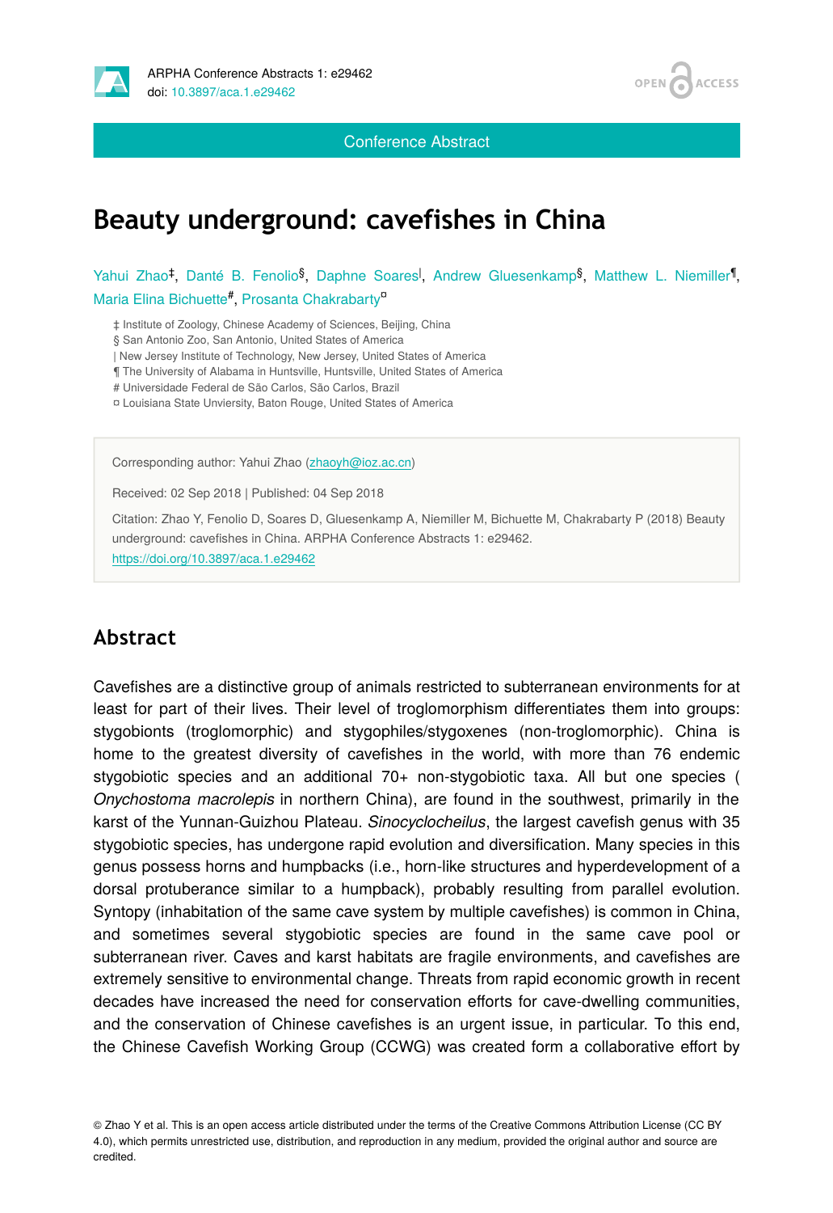Conference Abstract

# Beauty underground: cavefishes in China

Yahui Zhao[‡], Danté B. Fenolio[§], Daphne Soares[|], Andrew Gluesenkamp[§], Matthew L. Niemiller[¶], Maria Elina Bichuette[#], Prosanta Chakrabarty[¤]

‡ Institute of Zoology, Chinese Academy of Sciences, Beijing, China
§ San Antonio Zoo, San Antonio, United States of America
| New Jersey Institute of Technology, New Jersey, United States of America
¶ The University of Alabama in Huntsville, Huntsville, United States of America
# Universidade Federal de São Carlos, São Carlos, Brazil
¤ Louisiana State Unviersity, Baton Rouge, United States of America

Corresponding author: Yahui Zhao (zhaoyh@ioz.ac.cn)

Received: 02 Sep 2018 | Published: 04 Sep 2018

Citation: Zhao Y, Fenolio D, Soares D, Gluesenkamp A, Niemiller M, Bichuette M, Chakrabarty P (2018) Beauty underground: cavefishes in China. ARPHA Conference Abstracts 1: e29462. https://doi.org/10.3897/aca.1.e29462

## Abstract

Cavefishes are a distinctive group of animals restricted to subterranean environments for at least for part of their lives. Their level of troglomorphism differentiates them into groups: stygobionts (troglomorphic) and stygophiles/stygoxenes (non-troglomorphic). China is home to the greatest diversity of cavefishes in the world, with more than 76 endemic stygobiotic species and an additional 70+ non-stygobiotic taxa. All but one species ( *Onychostoma macrolepis* in northern China), are found in the southwest, primarily in the karst of the Yunnan-Guizhou Plateau. *Sinocyclocheilus*, the largest cavefish genus with 35 stygobiotic species, has undergone rapid evolution and diversification. Many species in this genus possess horns and humpbacks (i.e., horn-like structures and hyperdevelopment of a dorsal protuberance similar to a humpback), probably resulting from parallel evolution. Syntopy (inhabitation of the same cave system by multiple cavefishes) is common in China, and sometimes several stygobiotic species are found in the same cave pool or subterranean river. Caves and karst habitats are fragile environments, and cavefishes are extremely sensitive to environmental change. Threats from rapid economic growth in recent decades have increased the need for conservation efforts for cave-dwelling communities, and the conservation of Chinese cavefishes is an urgent issue, in particular. To this end, the Chinese Cavefish Working Group (CCWG) was created form a collaborative effort by

© Zhao Y et al. This is an open access article distributed under the terms of the Creative Commons Attribution License (CC BY 4.0), which permits unrestricted use, distribution, and reproduction in any medium, provided the original author and source are credited.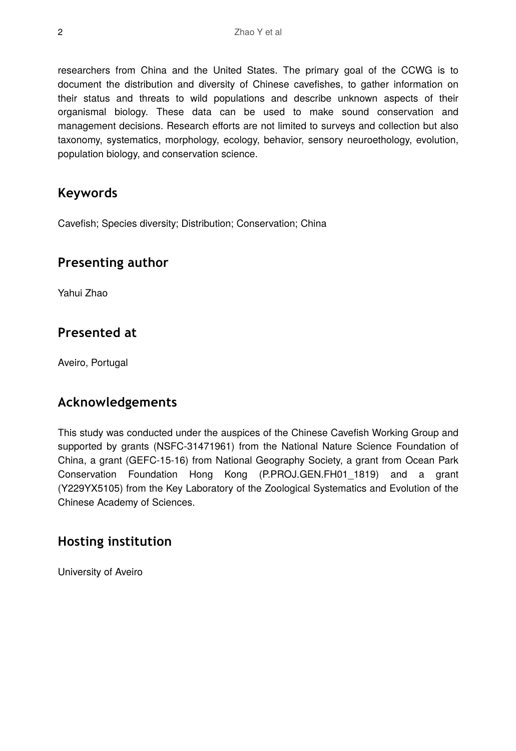researchers from China and the United States. The primary goal of the CCWG is to document the distribution and diversity of Chinese cavefishes, to gather information on their status and threats to wild populations and describe unknown aspects of their organismal biology. These data can be used to make sound conservation and management decisions. Research efforts are not limited to surveys and collection but also taxonomy, systematics, morphology, ecology, behavior, sensory neuroethology, evolution, population biology, and conservation science.

## Keywords

Cavefish; Species diversity; Distribution; Conservation; China

## Presenting author

Yahui Zhao

## Presented at

Aveiro, Portugal

## Acknowledgements

This study was conducted under the auspices of the Chinese Cavefish Working Group and supported by grants (NSFC-31471961) from the National Nature Science Foundation of China, a grant (GEFC-15-16) from National Geography Society, a grant from Ocean Park Conservation Foundation Hong Kong (P.PROJ.GEN.FH01_1819) and a grant (Y229YX5105) from the Key Laboratory of the Zoological Systematics and Evolution of the Chinese Academy of Sciences.

## Hosting institution

University of Aveiro